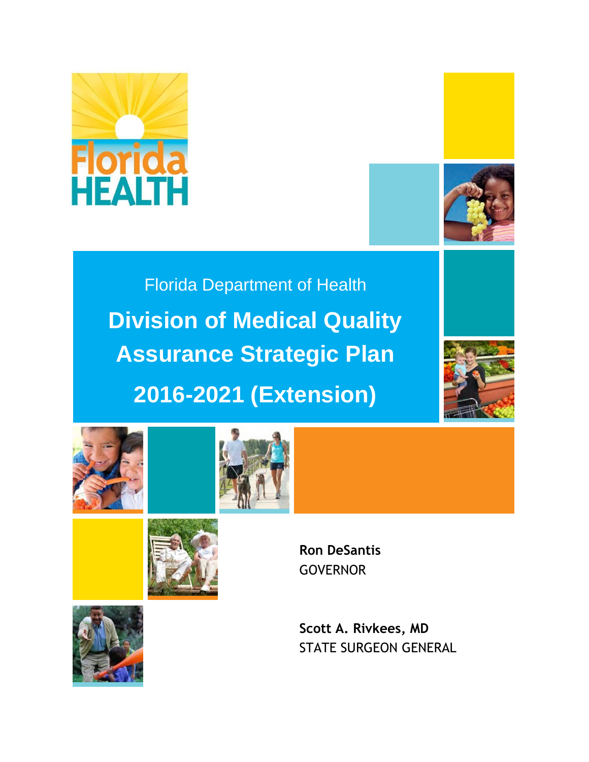Florida HEALTH

Florida Department of Health

# Division of Medical Quality Assurance Strategic Plan 2016-2021 (Extension)

**Ron DeSantis**
GOVERNOR

**Scott A. Rivkees, MD**
STATE SURGEON GENERAL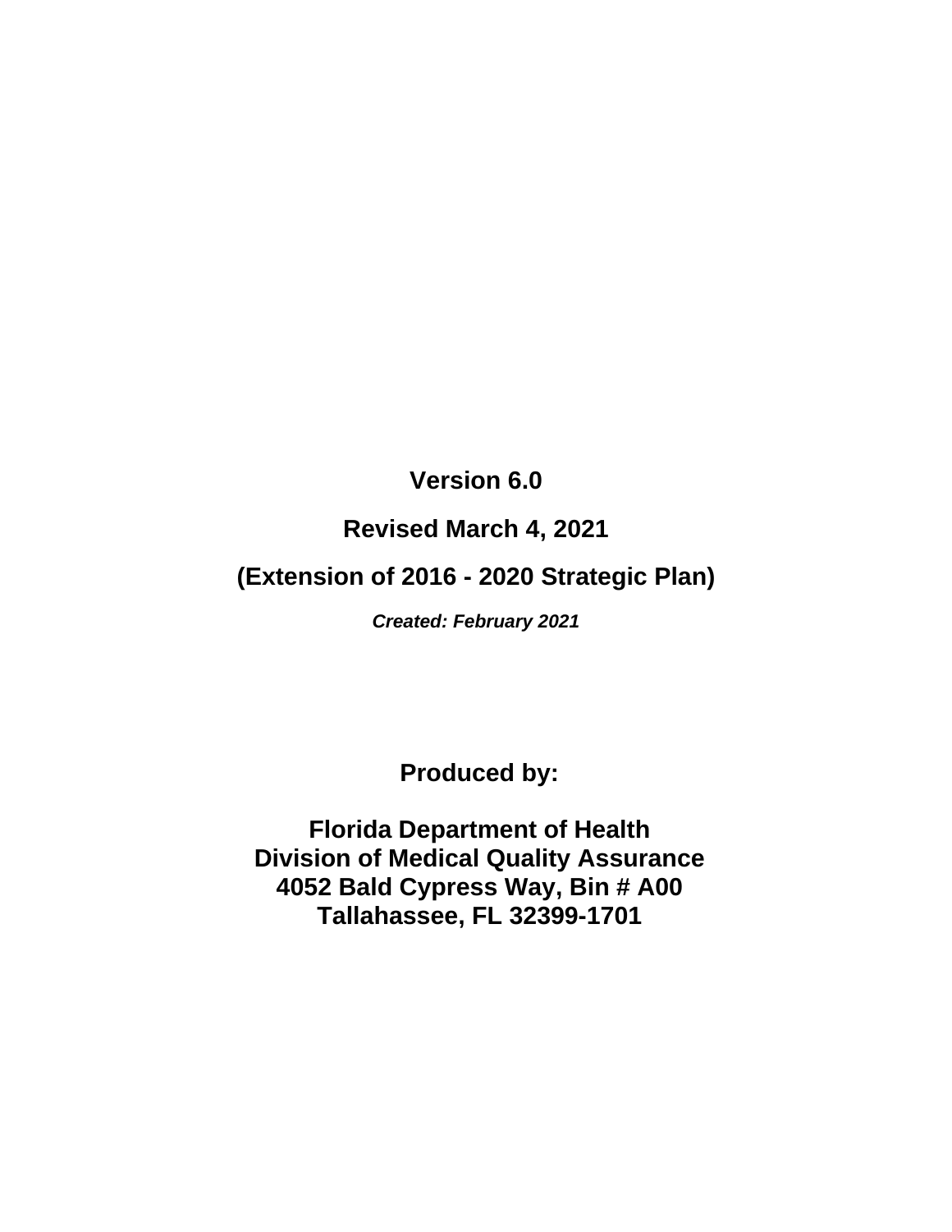**Version 6.0**

**Revised March 4, 2021**

**(Extension of 2016 - 2020 Strategic Plan)**

***Created: February 2021***

**Produced by:**

**Florida Department of Health**
**Division of Medical Quality Assurance**
**4052 Bald Cypress Way, Bin # A00**
**Tallahassee, FL 32399-1701**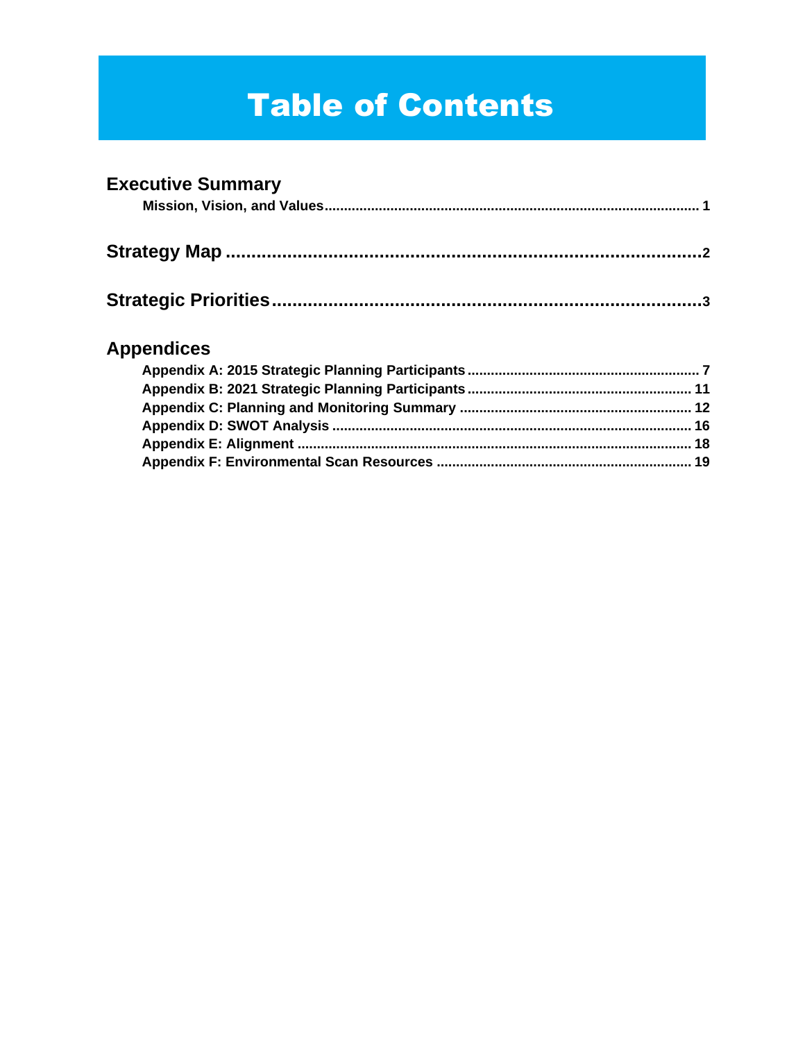# Table of Contents

## Executive Summary

**Mission, Vision, and Values** ........................................................................................ **1**

## Strategy Map ...................................................................................... 2

## Strategic Priorities .............................................................................. 3

## Appendices

**Appendix A: 2015 Strategic Planning Participants** ........................................................ **7**
**Appendix B: 2021 Strategic Planning Participants** ........................................................ **11**
**Appendix C: Planning and Monitoring Summary** ........................................................... **12**
**Appendix D: SWOT Analysis** ......................................................................................... **16**
**Appendix E: Alignment** .................................................................................................. **18**
**Appendix F: Environmental Scan Resources** ................................................................ **19**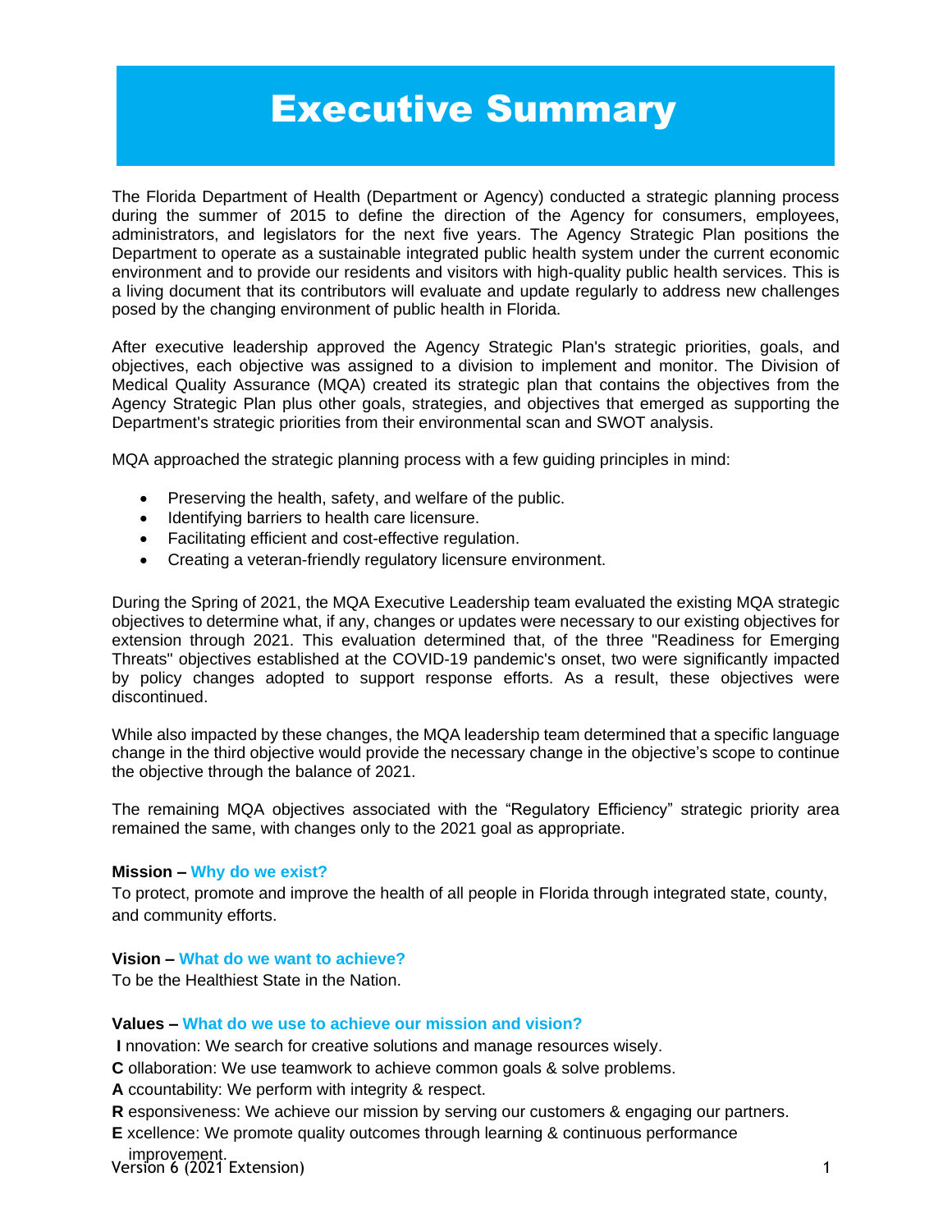# Executive Summary

The Florida Department of Health (Department or Agency) conducted a strategic planning process during the summer of 2015 to define the direction of the Agency for consumers, employees, administrators, and legislators for the next five years. The Agency Strategic Plan positions the Department to operate as a sustainable integrated public health system under the current economic environment and to provide our residents and visitors with high-quality public health services. This is a living document that its contributors will evaluate and update regularly to address new challenges posed by the changing environment of public health in Florida.

After executive leadership approved the Agency Strategic Plan's strategic priorities, goals, and objectives, each objective was assigned to a division to implement and monitor. The Division of Medical Quality Assurance (MQA) created its strategic plan that contains the objectives from the Agency Strategic Plan plus other goals, strategies, and objectives that emerged as supporting the Department's strategic priorities from their environmental scan and SWOT analysis.

MQA approached the strategic planning process with a few guiding principles in mind:

- Preserving the health, safety, and welfare of the public.
- Identifying barriers to health care licensure.
- Facilitating efficient and cost-effective regulation.
- Creating a veteran-friendly regulatory licensure environment.

During the Spring of 2021, the MQA Executive Leadership team evaluated the existing MQA strategic objectives to determine what, if any, changes or updates were necessary to our existing objectives for extension through 2021. This evaluation determined that, of the three "Readiness for Emerging Threats" objectives established at the COVID-19 pandemic's onset, two were significantly impacted by policy changes adopted to support response efforts. As a result, these objectives were discontinued.

While also impacted by these changes, the MQA leadership team determined that a specific language change in the third objective would provide the necessary change in the objective's scope to continue the objective through the balance of 2021.

The remaining MQA objectives associated with the "Regulatory Efficiency" strategic priority area remained the same, with changes only to the 2021 goal as appropriate.

**Mission – Why do we exist?**
To protect, promote and improve the health of all people in Florida through integrated state, county, and community efforts.

**Vision – What do we want to achieve?**
To be the Healthiest State in the Nation.

**Values – What do we use to achieve our mission and vision?**
**I** nnovation: We search for creative solutions and manage resources wisely.
**C** ollaboration: We use teamwork to achieve common goals & solve problems.
**A** ccountability: We perform with integrity & respect.
**R** esponsiveness: We achieve our mission by serving our customers & engaging our partners.
**E** xcellence: We promote quality outcomes through learning & continuous performance improvement.

Version 6 (2021 Extension)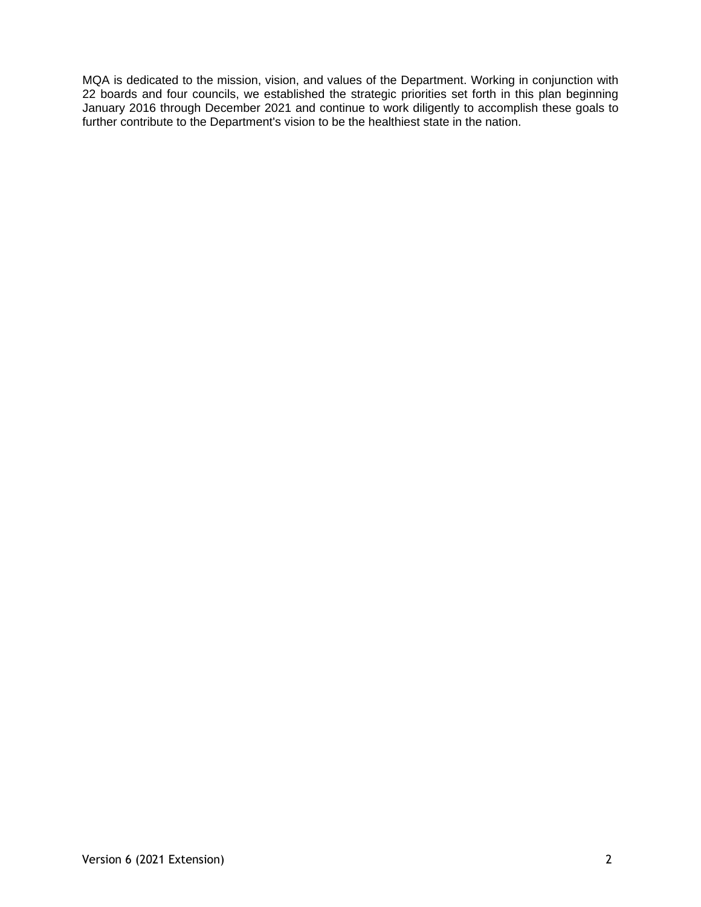MQA is dedicated to the mission, vision, and values of the Department. Working in conjunction with 22 boards and four councils, we established the strategic priorities set forth in this plan beginning January 2016 through December 2021 and continue to work diligently to accomplish these goals to further contribute to the Department's vision to be the healthiest state in the nation.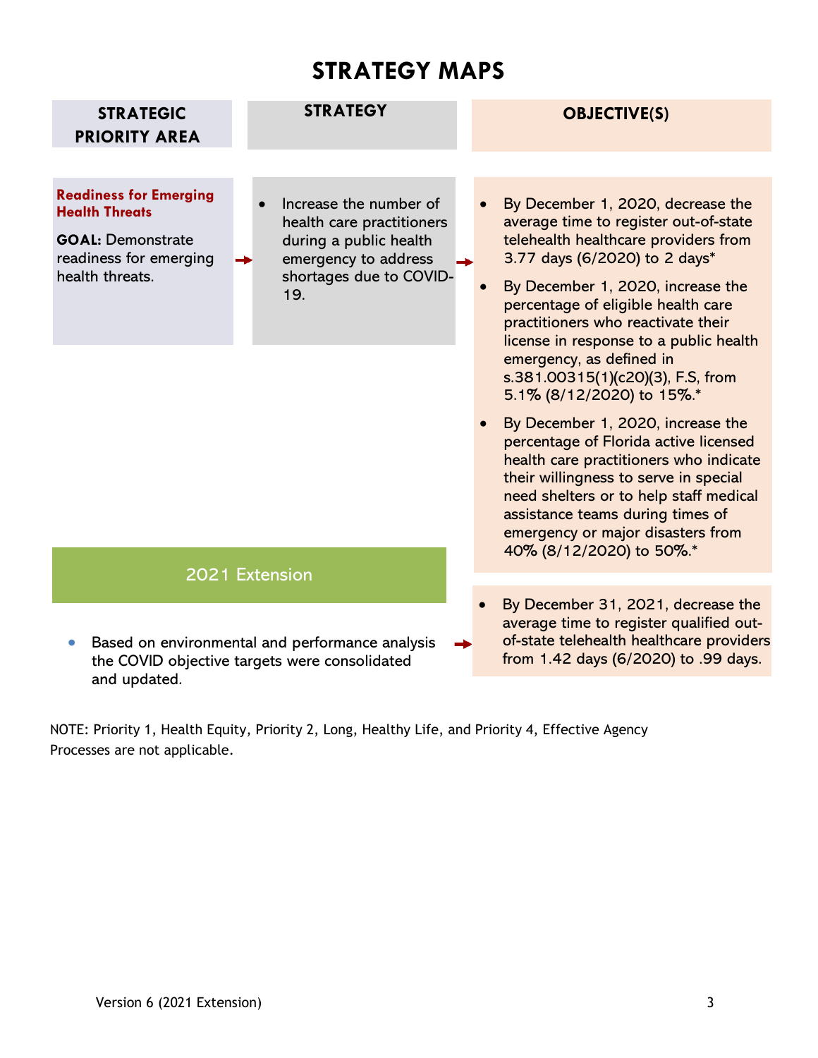# STRATEGY MAPS

| STRATEGIC PRIORITY AREA | STRATEGY | OBJECTIVE(S) |
|---|---|---|
| **Readiness for Emerging Health Threats**<br><br>**GOAL:** Demonstrate readiness for emerging health threats. | • Increase the number of health care practitioners during a public health emergency to address shortages due to COVID-19. | • By December 1, 2020, decrease the average time to register out-of-state telehealth healthcare providers from 3.77 days (6/2020) to 2 days*<br>• By December 1, 2020, increase the percentage of eligible health care practitioners who reactivate their license in response to a public health emergency, as defined in s.381.00315(1)(c20)(3), F.S, from 5.1% (8/12/2020) to 15%.*<br>• By December 1, 2020, increase the percentage of Florida active licensed health care practitioners who indicate their willingness to serve in special need shelters or to help staff medical assistance teams during times of emergency or major disasters from 40% (8/12/2020) to 50%.* |

## 2021 Extension

- Based on environmental and performance analysis the COVID objective targets were consolidated and updated.

→

- By December 31, 2021, decrease the average time to register qualified out-of-state telehealth healthcare providers from 1.42 days (6/2020) to .99 days.

NOTE: Priority 1, Health Equity, Priority 2, Long, Healthy Life, and Priority 4, Effective Agency Processes are not applicable.

Version 6 (2021 Extension)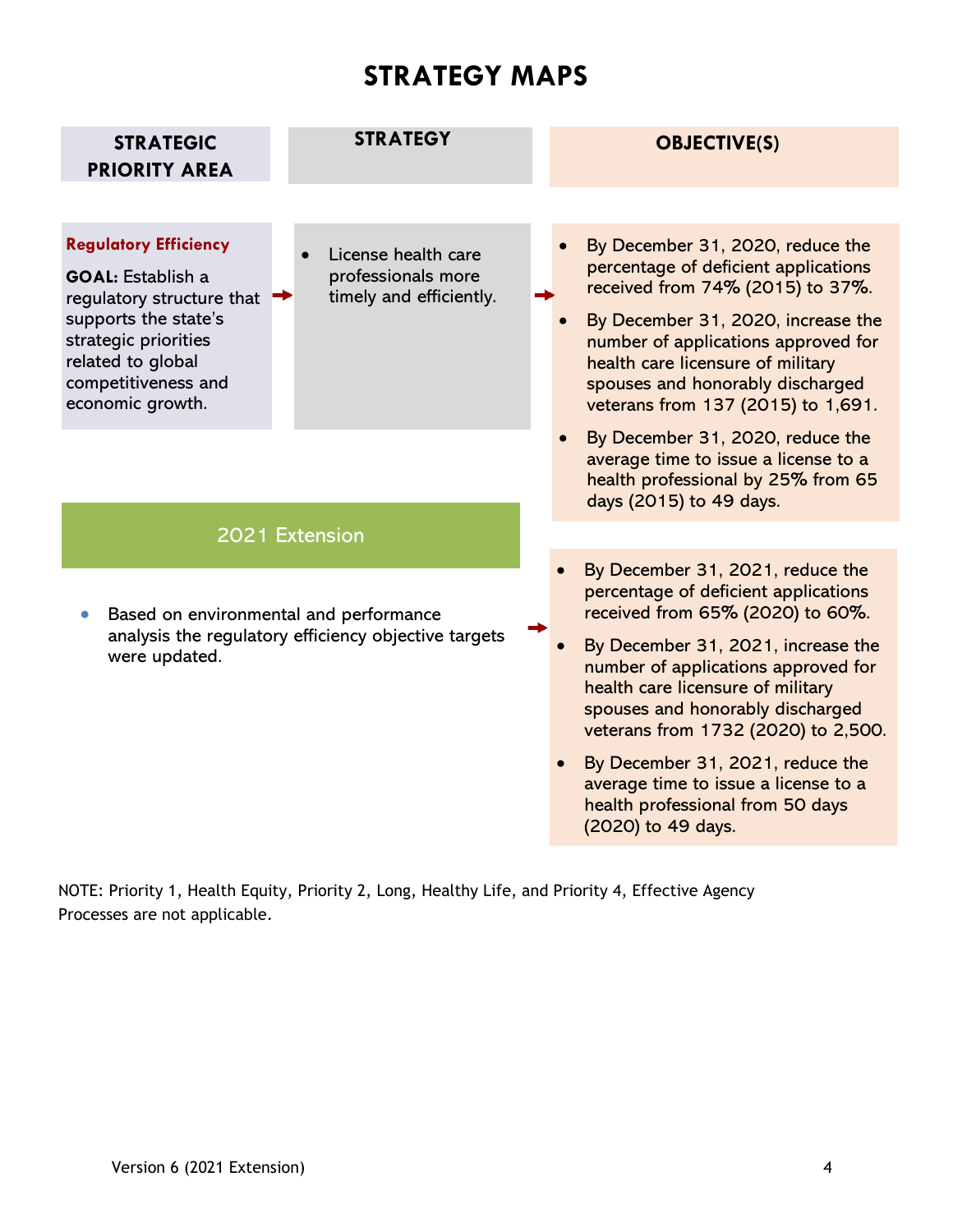# STRATEGY MAPS

| STRATEGIC PRIORITY AREA | STRATEGY | OBJECTIVE(S) |
|---|---|---|
| **Regulatory Efficiency**<br><br>**GOAL:** Establish a regulatory structure that supports the state's strategic priorities related to global competitiveness and economic growth. | • License health care professionals more timely and efficiently. | • By December 31, 2020, reduce the percentage of deficient applications received from 74% (2015) to 37%.<br>• By December 31, 2020, increase the number of applications approved for health care licensure of military spouses and honorably discharged veterans from 137 (2015) to 1,691.<br>• By December 31, 2020, reduce the average time to issue a license to a health professional by 25% from 65 days (2015) to 49 days. |

## 2021 Extension

| | |
|---|---|
| • Based on environmental and performance analysis the regulatory efficiency objective targets were updated. | • By December 31, 2021, reduce the percentage of deficient applications received from 65% (2020) to 60%.<br>• By December 31, 2021, increase the number of applications approved for health care licensure of military spouses and honorably discharged veterans from 1732 (2020) to 2,500.<br>• By December 31, 2021, reduce the average time to issue a license to a health professional from 50 days (2020) to 49 days. |

NOTE: Priority 1, Health Equity, Priority 2, Long, Healthy Life, and Priority 4, Effective Agency Processes are not applicable.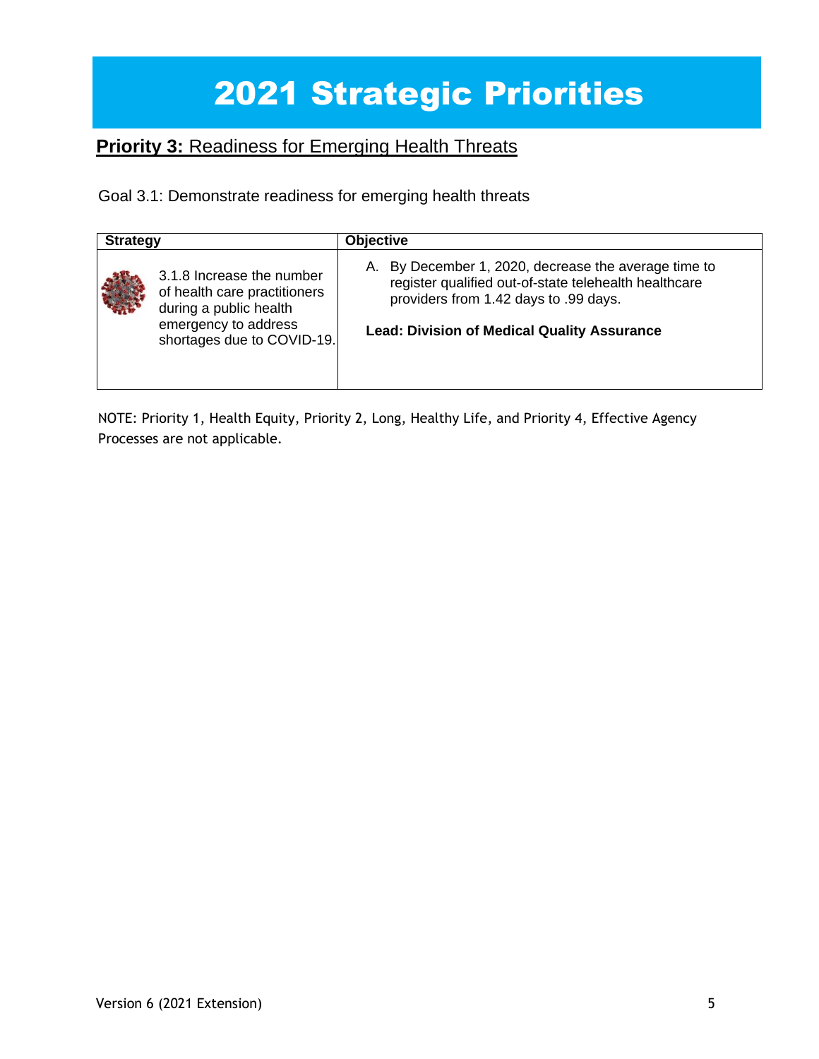# 2021 Strategic Priorities

## **Priority 3:** Readiness for Emerging Health Threats

Goal 3.1: Demonstrate readiness for emerging health threats

| Strategy | Objective |
|---|---|
| 3.1.8 Increase the number of health care practitioners during a public health emergency to address shortages due to COVID-19. | A. By December 1, 2020, decrease the average time to register qualified out-of-state telehealth healthcare providers from 1.42 days to .99 days.<br><br>**Lead: Division of Medical Quality Assurance** |

NOTE: Priority 1, Health Equity, Priority 2, Long, Healthy Life, and Priority 4, Effective Agency Processes are not applicable.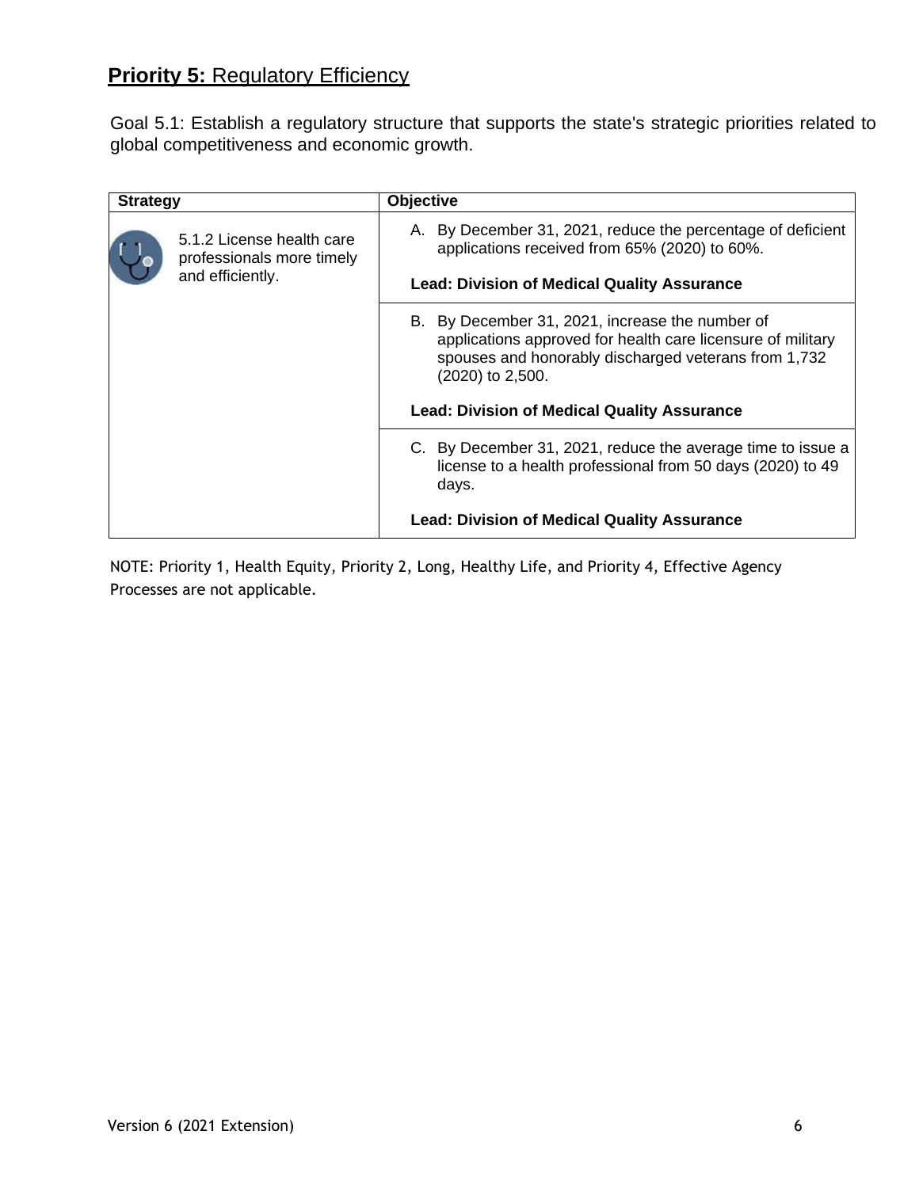## **Priority 5:** Regulatory Efficiency

Goal 5.1: Establish a regulatory structure that supports the state's strategic priorities related to global competitiveness and economic growth.

| Strategy | Objective |
|---|---|
| 5.1.2 License health care professionals more timely and efficiently. | A. By December 31, 2021, reduce the percentage of deficient applications received from 65% (2020) to 60%.<br><br>**Lead: Division of Medical Quality Assurance** |
| | B. By December 31, 2021, increase the number of applications approved for health care licensure of military spouses and honorably discharged veterans from 1,732 (2020) to 2,500.<br><br>**Lead: Division of Medical Quality Assurance** |
| | C. By December 31, 2021, reduce the average time to issue a license to a health professional from 50 days (2020) to 49 days.<br><br>**Lead: Division of Medical Quality Assurance** |

NOTE: Priority 1, Health Equity, Priority 2, Long, Healthy Life, and Priority 4, Effective Agency Processes are not applicable.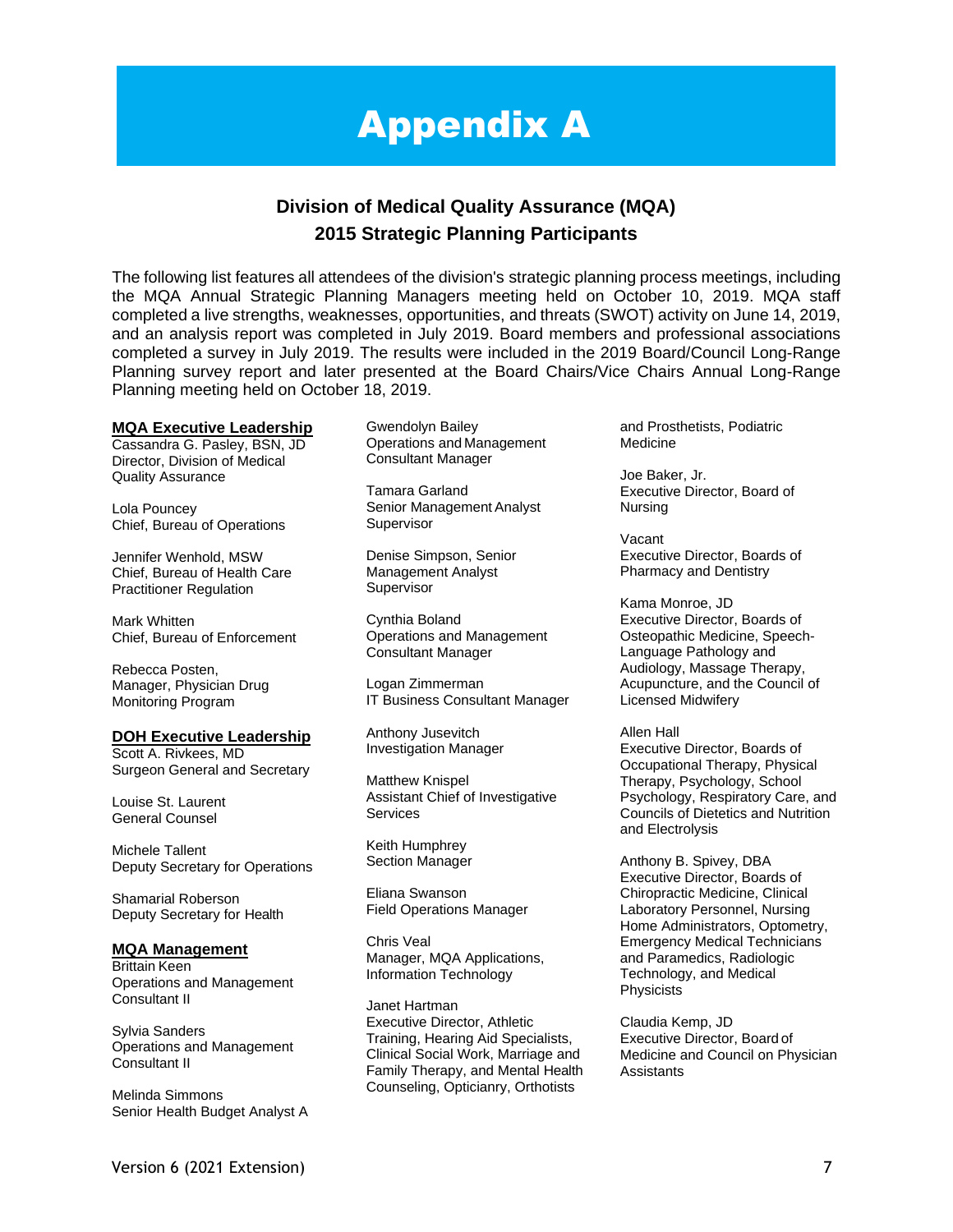# Appendix A

## Division of Medical Quality Assurance (MQA)
## 2015 Strategic Planning Participants

The following list features all attendees of the division's strategic planning process meetings, including the MQA Annual Strategic Planning Managers meeting held on October 10, 2019. MQA staff completed a live strengths, weaknesses, opportunities, and threats (SWOT) activity on June 14, 2019, and an analysis report was completed in July 2019. Board members and professional associations completed a survey in July 2019. The results were included in the 2019 Board/Council Long-Range Planning survey report and later presented at the Board Chairs/Vice Chairs Annual Long-Range Planning meeting held on October 18, 2019.

**MQA Executive Leadership**

Cassandra G. Pasley, BSN, JD
Director, Division of Medical Quality Assurance

Lola Pouncey
Chief, Bureau of Operations

Jennifer Wenhold, MSW
Chief, Bureau of Health Care Practitioner Regulation

Mark Whitten
Chief, Bureau of Enforcement

Rebecca Posten,
Manager, Physician Drug Monitoring Program

**DOH Executive Leadership**

Scott A. Rivkees, MD
Surgeon General and Secretary

Louise St. Laurent
General Counsel

Michele Tallent
Deputy Secretary for Operations

Shamarial Roberson
Deputy Secretary for Health

**MQA Management**

Brittain Keen
Operations and Management Consultant II

Sylvia Sanders
Operations and Management Consultant II

Melinda Simmons
Senior Health Budget Analyst A

Gwendolyn Bailey
Operations and Management Consultant Manager

Tamara Garland
Senior Management Analyst Supervisor

Denise Simpson, Senior Management Analyst Supervisor

Cynthia Boland
Operations and Management Consultant Manager

Logan Zimmerman
IT Business Consultant Manager

Anthony Jusevitch
Investigation Manager

Matthew Knispel
Assistant Chief of Investigative Services

Keith Humphrey
Section Manager

Eliana Swanson
Field Operations Manager

Chris Veal
Manager, MQA Applications, Information Technology

Janet Hartman
Executive Director, Athletic Training, Hearing Aid Specialists, Clinical Social Work, Marriage and Family Therapy, and Mental Health Counseling, Opticianry, Orthotists and Prosthetists, Podiatric Medicine

Joe Baker, Jr.
Executive Director, Board of Nursing

Vacant
Executive Director, Boards of Pharmacy and Dentistry

Kama Monroe, JD
Executive Director, Boards of Osteopathic Medicine, Speech-Language Pathology and Audiology, Massage Therapy, Acupuncture, and the Council of Licensed Midwifery

Allen Hall
Executive Director, Boards of Occupational Therapy, Physical Therapy, Psychology, School Psychology, Respiratory Care, and Councils of Dietetics and Nutrition and Electrolysis

Anthony B. Spivey, DBA
Executive Director, Boards of Chiropractic Medicine, Clinical Laboratory Personnel, Nursing Home Administrators, Optometry, Emergency Medical Technicians and Paramedics, Radiologic Technology, and Medical Physicists

Claudia Kemp, JD
Executive Director, Board of Medicine and Council on Physician Assistants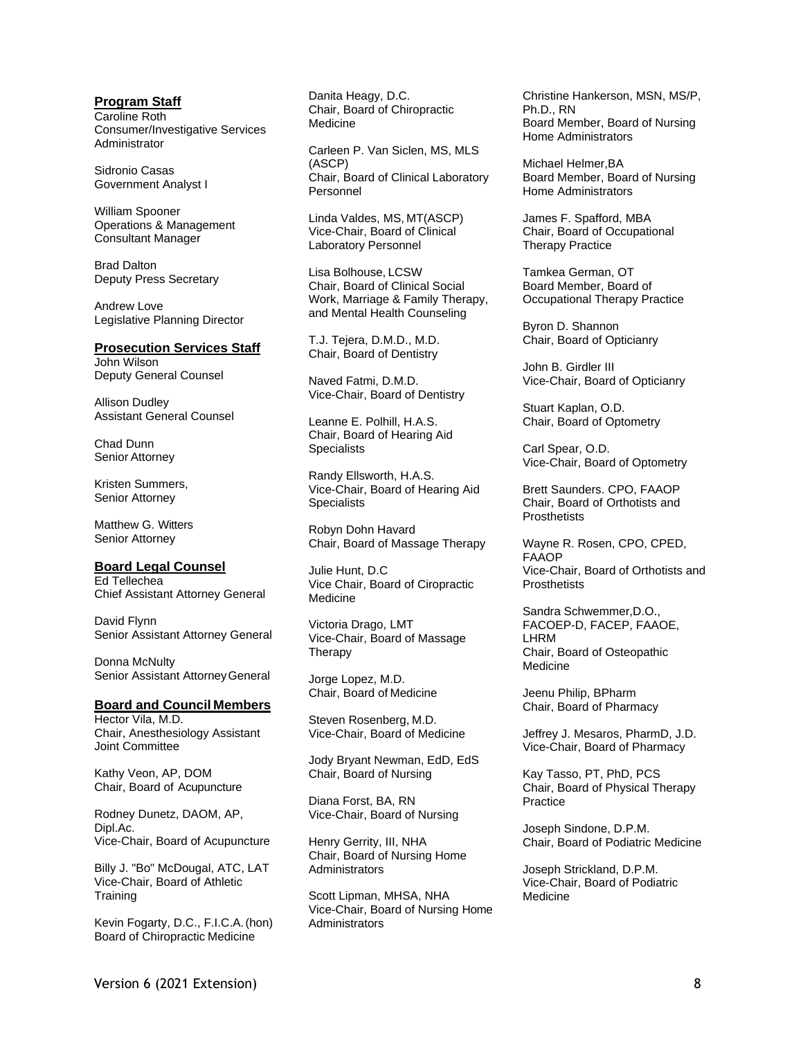## Program Staff

Caroline Roth
Consumer/Investigative Services Administrator

Sidronio Casas
Government Analyst I

William Spooner
Operations & Management Consultant Manager

Brad Dalton
Deputy Press Secretary

Andrew Love
Legislative Planning Director

## Prosecution Services Staff

John Wilson
Deputy General Counsel

Allison Dudley
Assistant General Counsel

Chad Dunn
Senior Attorney

Kristen Summers,
Senior Attorney

Matthew G. Witters
Senior Attorney

## Board Legal Counsel

Ed Tellechea
Chief Assistant Attorney General

David Flynn
Senior Assistant Attorney General

Donna McNulty
Senior Assistant Attorney General

## Board and Council Members

Hector Vila, M.D.
Chair, Anesthesiology Assistant Joint Committee

Kathy Veon, AP, DOM
Chair, Board of Acupuncture

Rodney Dunetz, DAOM, AP, Dipl.Ac.
Vice-Chair, Board of Acupuncture

Billy J. "Bo" McDougal, ATC, LAT
Vice-Chair, Board of Athletic Training

Kevin Fogarty, D.C., F.I.C.A. (hon)
Board of Chiropractic Medicine

Danita Heagy, D.C.
Chair, Board of Chiropractic Medicine

Carleen P. Van Siclen, MS, MLS (ASCP)
Chair, Board of Clinical Laboratory Personnel

Linda Valdes, MS, MT(ASCP)
Vice-Chair, Board of Clinical Laboratory Personnel

Lisa Bolhouse, LCSW
Chair, Board of Clinical Social Work, Marriage & Family Therapy, and Mental Health Counseling

T.J. Tejera, D.M.D., M.D.
Chair, Board of Dentistry

Naved Fatmi, D.M.D.
Vice-Chair, Board of Dentistry

Leanne E. Polhill, H.A.S.
Chair, Board of Hearing Aid Specialists

Randy Ellsworth, H.A.S.
Vice-Chair, Board of Hearing Aid Specialists

Robyn Dohn Havard
Chair, Board of Massage Therapy

Julie Hunt, D.C
Vice Chair, Board of Ciropractic Medicine

Victoria Drago, LMT
Vice-Chair, Board of Massage Therapy

Jorge Lopez, M.D.
Chair, Board of Medicine

Steven Rosenberg, M.D.
Vice-Chair, Board of Medicine

Jody Bryant Newman, EdD, EdS
Chair, Board of Nursing

Diana Forst, BA, RN
Vice-Chair, Board of Nursing

Henry Gerrity, III, NHA
Chair, Board of Nursing Home Administrators

Scott Lipman, MHSA, NHA
Vice-Chair, Board of Nursing Home Administrators

Christine Hankerson, MSN, MS/P, Ph.D., RN
Board Member, Board of Nursing Home Administrators

Michael Helmer,BA
Board Member, Board of Nursing Home Administrators

James F. Spafford, MBA
Chair, Board of Occupational Therapy Practice

Tamkea German, OT
Board Member, Board of Occupational Therapy Practice

Byron D. Shannon
Chair, Board of Opticianry

John B. Girdler III
Vice-Chair, Board of Opticianry

Stuart Kaplan, O.D.
Chair, Board of Optometry

Carl Spear, O.D.
Vice-Chair, Board of Optometry

Brett Saunders. CPO, FAAOP
Chair, Board of Orthotists and Prosthetists

Wayne R. Rosen, CPO, CPED, FAAOP
Vice-Chair, Board of Orthotists and Prosthetists

Sandra Schwemmer,D.O., FACOEP-D, FACEP, FAAOE, LHRM
Chair, Board of Osteopathic Medicine

Jeenu Philip, BPharm
Chair, Board of Pharmacy

Jeffrey J. Mesaros, PharmD, J.D.
Vice-Chair, Board of Pharmacy

Kay Tasso, PT, PhD, PCS
Chair, Board of Physical Therapy Practice

Joseph Sindone, D.P.M.
Chair, Board of Podiatric Medicine

Joseph Strickland, D.P.M.
Vice-Chair, Board of Podiatric Medicine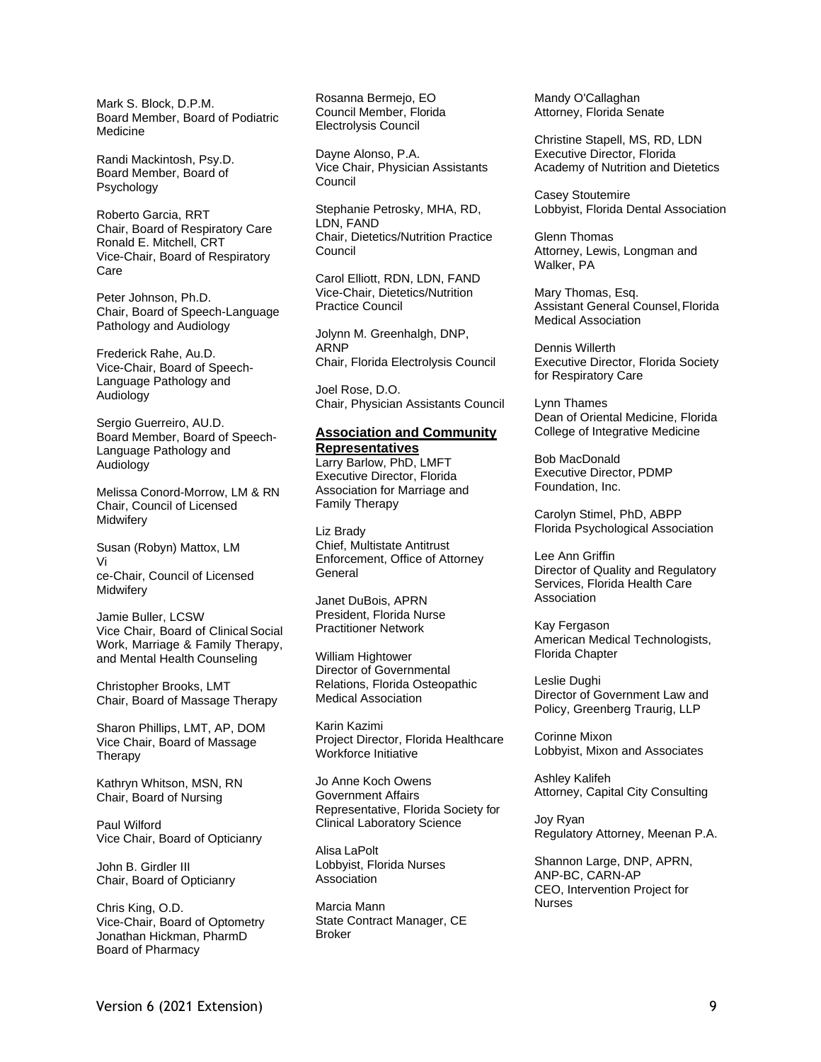Mark S. Block, D.P.M.
Board Member, Board of Podiatric Medicine

Randi Mackintosh, Psy.D.
Board Member, Board of Psychology

Roberto Garcia, RRT
Chair, Board of Respiratory Care
Ronald E. Mitchell, CRT
Vice-Chair, Board of Respiratory Care

Peter Johnson, Ph.D.
Chair, Board of Speech-Language Pathology and Audiology

Frederick Rahe, Au.D.
Vice-Chair, Board of Speech-Language Pathology and Audiology

Sergio Guerreiro, AU.D.
Board Member, Board of Speech-Language Pathology and Audiology

Melissa Conord-Morrow, LM & RN
Chair, Council of Licensed Midwifery

Susan (Robyn) Mattox, LM
Vi
ce-Chair, Council of Licensed Midwifery

Jamie Buller, LCSW
Vice Chair, Board of Clinical Social Work, Marriage & Family Therapy, and Mental Health Counseling

Christopher Brooks, LMT
Chair, Board of Massage Therapy

Sharon Phillips, LMT, AP, DOM
Vice Chair, Board of Massage Therapy

Kathryn Whitson, MSN, RN
Chair, Board of Nursing

Paul Wilford
Vice Chair, Board of Opticianry

John B. Girdler III
Chair, Board of Opticianry

Chris King, O.D.
Vice-Chair, Board of Optometry
Jonathan Hickman, PharmD
Board of Pharmacy

Rosanna Bermejo, EO
Council Member, Florida Electrolysis Council

Dayne Alonso, P.A.
Vice Chair, Physician Assistants Council

Stephanie Petrosky, MHA, RD, LDN, FAND
Chair, Dietetics/Nutrition Practice Council

Carol Elliott, RDN, LDN, FAND
Vice-Chair, Dietetics/Nutrition Practice Council

Jolynn M. Greenhalgh, DNP, ARNP
Chair, Florida Electrolysis Council

Joel Rose, D.O.
Chair, Physician Assistants Council

**Association and Community Representatives**

Larry Barlow, PhD, LMFT
Executive Director, Florida Association for Marriage and Family Therapy

Liz Brady
Chief, Multistate Antitrust Enforcement, Office of Attorney General

Janet DuBois, APRN
President, Florida Nurse Practitioner Network

William Hightower
Director of Governmental Relations, Florida Osteopathic Medical Association

Karin Kazimi
Project Director, Florida Healthcare Workforce Initiative

Jo Anne Koch Owens
Government Affairs Representative, Florida Society for Clinical Laboratory Science

Alisa LaPolt
Lobbyist, Florida Nurses Association

Marcia Mann
State Contract Manager, CE Broker

Mandy O'Callaghan
Attorney, Florida Senate

Christine Stapell, MS, RD, LDN
Executive Director, Florida Academy of Nutrition and Dietetics

Casey Stoutemire
Lobbyist, Florida Dental Association

Glenn Thomas
Attorney, Lewis, Longman and Walker, PA

Mary Thomas, Esq.
Assistant General Counsel, Florida Medical Association

Dennis Willerth
Executive Director, Florida Society for Respiratory Care

Lynn Thames
Dean of Oriental Medicine, Florida College of Integrative Medicine

Bob MacDonald
Executive Director, PDMP Foundation, Inc.

Carolyn Stimel, PhD, ABPP
Florida Psychological Association

Lee Ann Griffin
Director of Quality and Regulatory Services, Florida Health Care Association

Kay Fergason
American Medical Technologists, Florida Chapter

Leslie Dughi
Director of Government Law and Policy, Greenberg Traurig, LLP

Corinne Mixon
Lobbyist, Mixon and Associates

Ashley Kalifeh
Attorney, Capital City Consulting

Joy Ryan
Regulatory Attorney, Meenan P.A.

Shannon Large, DNP, APRN, ANP-BC, CARN-AP
CEO, Intervention Project for Nurses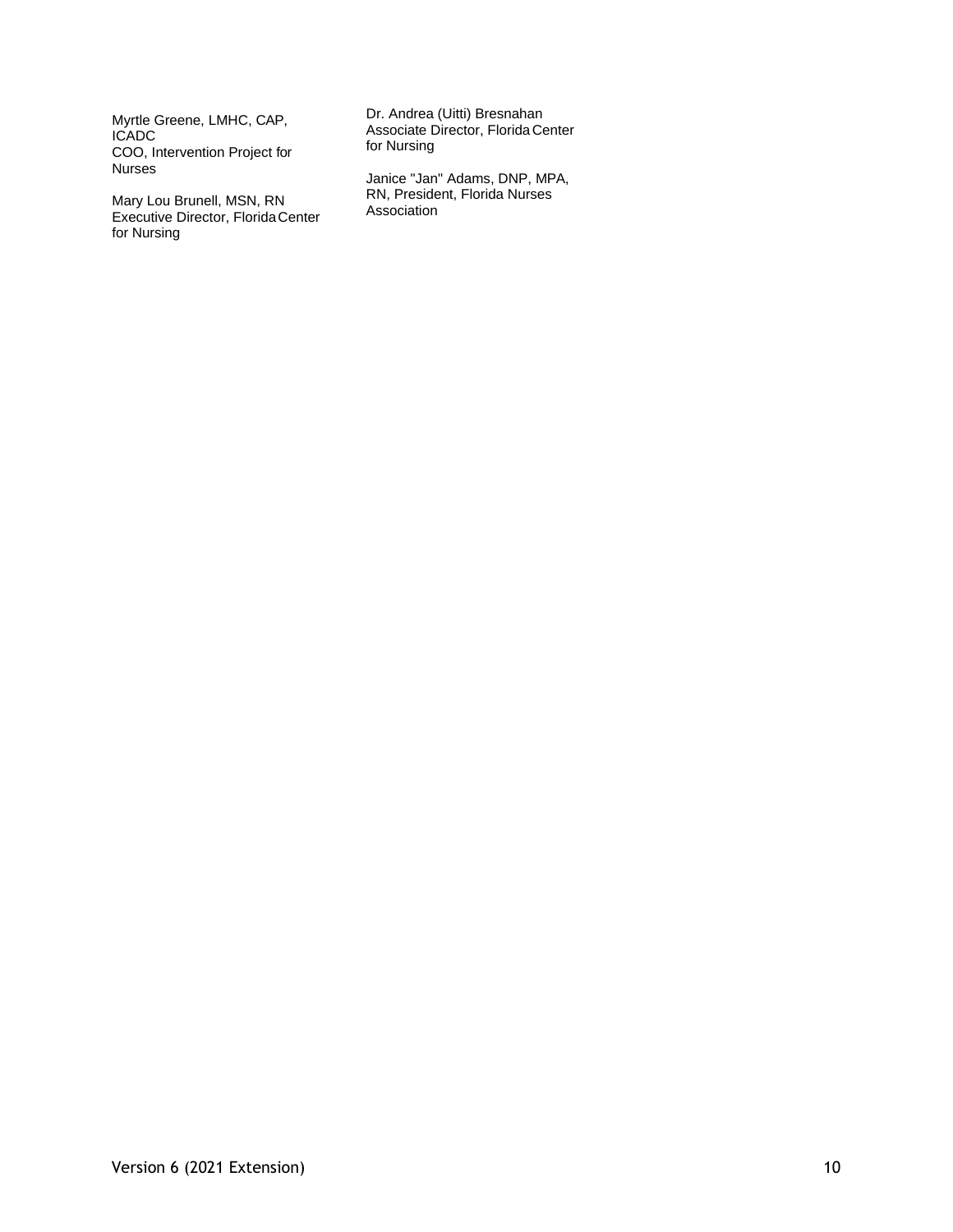Myrtle Greene, LMHC, CAP, ICADC
COO, Intervention Project for Nurses

Mary Lou Brunell, MSN, RN
Executive Director, Florida Center for Nursing

Dr. Andrea (Uitti) Bresnahan
Associate Director, Florida Center for Nursing

Janice "Jan" Adams, DNP, MPA, RN, President, Florida Nurses Association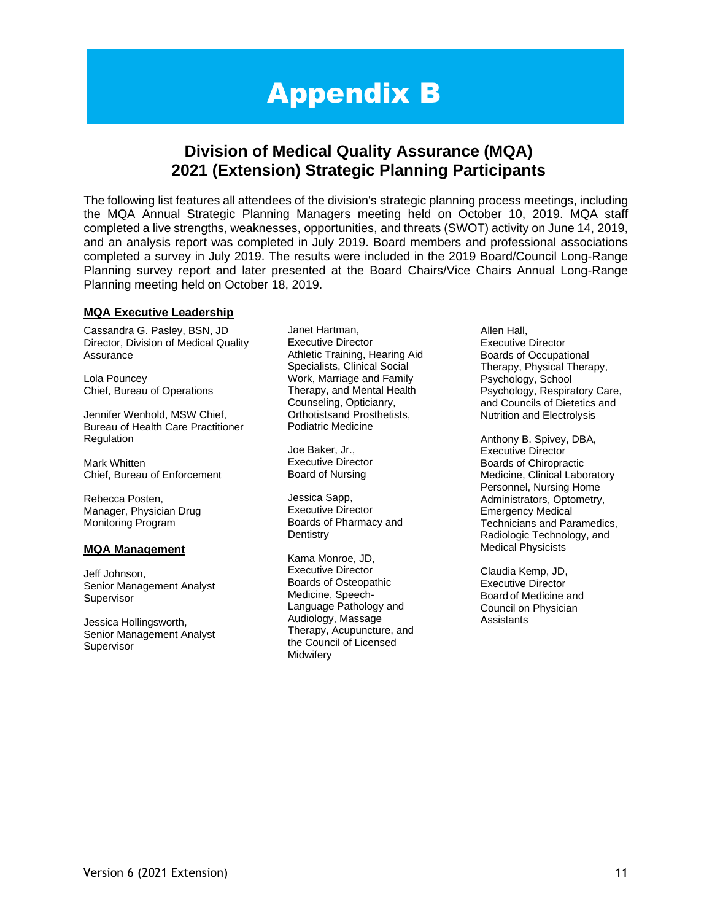# Appendix B

## Division of Medical Quality Assurance (MQA) 2021 (Extension) Strategic Planning Participants

The following list features all attendees of the division's strategic planning process meetings, including the MQA Annual Strategic Planning Managers meeting held on October 10, 2019. MQA staff completed a live strengths, weaknesses, opportunities, and threats (SWOT) activity on June 14, 2019, and an analysis report was completed in July 2019. Board members and professional associations completed a survey in July 2019. The results were included in the 2019 Board/Council Long-Range Planning survey report and later presented at the Board Chairs/Vice Chairs Annual Long-Range Planning meeting held on October 18, 2019.

### MQA Executive Leadership

Cassandra G. Pasley, BSN, JD
Director, Division of Medical Quality Assurance

Lola Pouncey
Chief, Bureau of Operations

Jennifer Wenhold, MSW Chief,
Bureau of Health Care Practitioner Regulation

Mark Whitten
Chief, Bureau of Enforcement

Rebecca Posten,
Manager, Physician Drug Monitoring Program

### MQA Management

Jeff Johnson,
Senior Management Analyst Supervisor

Jessica Hollingsworth,
Senior Management Analyst Supervisor

Janet Hartman,
Executive Director
Athletic Training, Hearing Aid Specialists, Clinical Social Work, Marriage and Family Therapy, and Mental Health Counseling, Opticianry, Orthotistsand Prosthetists, Podiatric Medicine

Joe Baker, Jr.,
Executive Director
Board of Nursing

Jessica Sapp,
Executive Director
Boards of Pharmacy and Dentistry

Kama Monroe, JD,
Executive Director
Boards of Osteopathic Medicine, Speech-Language Pathology and Audiology, Massage Therapy, Acupuncture, and the Council of Licensed Midwifery

Allen Hall,
Executive Director
Boards of Occupational Therapy, Physical Therapy, Psychology, School Psychology, Respiratory Care, and Councils of Dietetics and Nutrition and Electrolysis

Anthony B. Spivey, DBA,
Executive Director
Boards of Chiropractic Medicine, Clinical Laboratory Personnel, Nursing Home Administrators, Optometry, Emergency Medical Technicians and Paramedics, Radiologic Technology, and Medical Physicists

Claudia Kemp, JD,
Executive Director
Board of Medicine and Council on Physician Assistants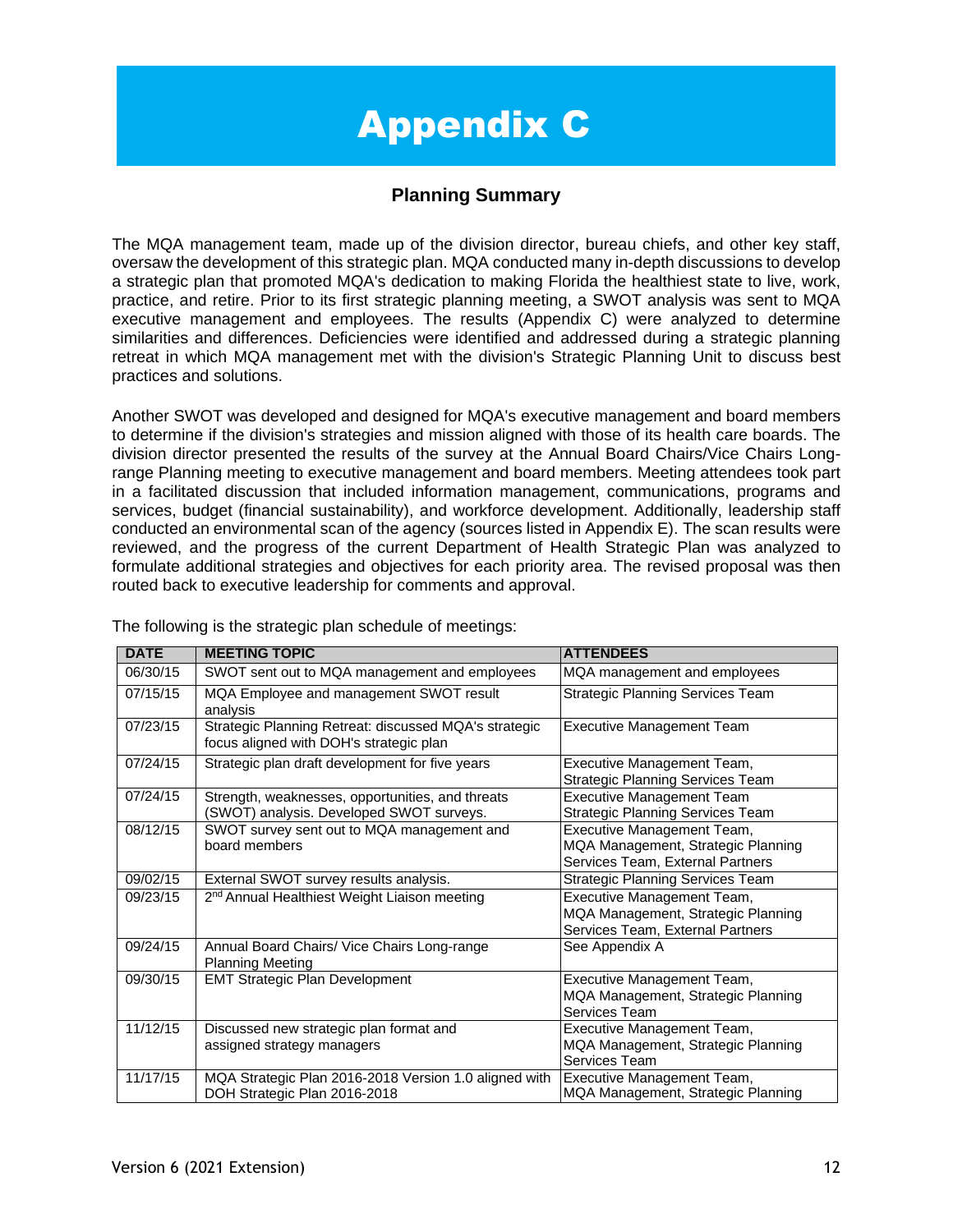# Appendix C

### Planning Summary

The MQA management team, made up of the division director, bureau chiefs, and other key staff, oversaw the development of this strategic plan. MQA conducted many in-depth discussions to develop a strategic plan that promoted MQA's dedication to making Florida the healthiest state to live, work, practice, and retire. Prior to its first strategic planning meeting, a SWOT analysis was sent to MQA executive management and employees. The results (Appendix C) were analyzed to determine similarities and differences. Deficiencies were identified and addressed during a strategic planning retreat in which MQA management met with the division's Strategic Planning Unit to discuss best practices and solutions.

Another SWOT was developed and designed for MQA's executive management and board members to determine if the division's strategies and mission aligned with those of its health care boards. The division director presented the results of the survey at the Annual Board Chairs/Vice Chairs Long-range Planning meeting to executive management and board members. Meeting attendees took part in a facilitated discussion that included information management, communications, programs and services, budget (financial sustainability), and workforce development. Additionally, leadership staff conducted an environmental scan of the agency (sources listed in Appendix E). The scan results were reviewed, and the progress of the current Department of Health Strategic Plan was analyzed to formulate additional strategies and objectives for each priority area. The revised proposal was then routed back to executive leadership for comments and approval.

The following is the strategic plan schedule of meetings:

| DATE | MEETING TOPIC | ATTENDEES |
|---|---|---|
| 06/30/15 | SWOT sent out to MQA management and employees | MQA management and employees |
| 07/15/15 | MQA Employee and management SWOT result analysis | Strategic Planning Services Team |
| 07/23/15 | Strategic Planning Retreat: discussed MQA's strategic focus aligned with DOH's strategic plan | Executive Management Team |
| 07/24/15 | Strategic plan draft development for five years | Executive Management Team, Strategic Planning Services Team |
| 07/24/15 | Strength, weaknesses, opportunities, and threats (SWOT) analysis. Developed SWOT surveys. | Executive Management Team Strategic Planning Services Team |
| 08/12/15 | SWOT survey sent out to MQA management and board members | Executive Management Team, MQA Management, Strategic Planning Services Team, External Partners |
| 09/02/15 | External SWOT survey results analysis. | Strategic Planning Services Team |
| 09/23/15 | 2nd Annual Healthiest Weight Liaison meeting | Executive Management Team, MQA Management, Strategic Planning Services Team, External Partners |
| 09/24/15 | Annual Board Chairs/ Vice Chairs Long-range Planning Meeting | See Appendix A |
| 09/30/15 | EMT Strategic Plan Development | Executive Management Team, MQA Management, Strategic Planning Services Team |
| 11/12/15 | Discussed new strategic plan format and assigned strategy managers | Executive Management Team, MQA Management, Strategic Planning Services Team |
| 11/17/15 | MQA Strategic Plan 2016-2018 Version 1.0 aligned with DOH Strategic Plan 2016-2018 | Executive Management Team, MQA Management, Strategic Planning |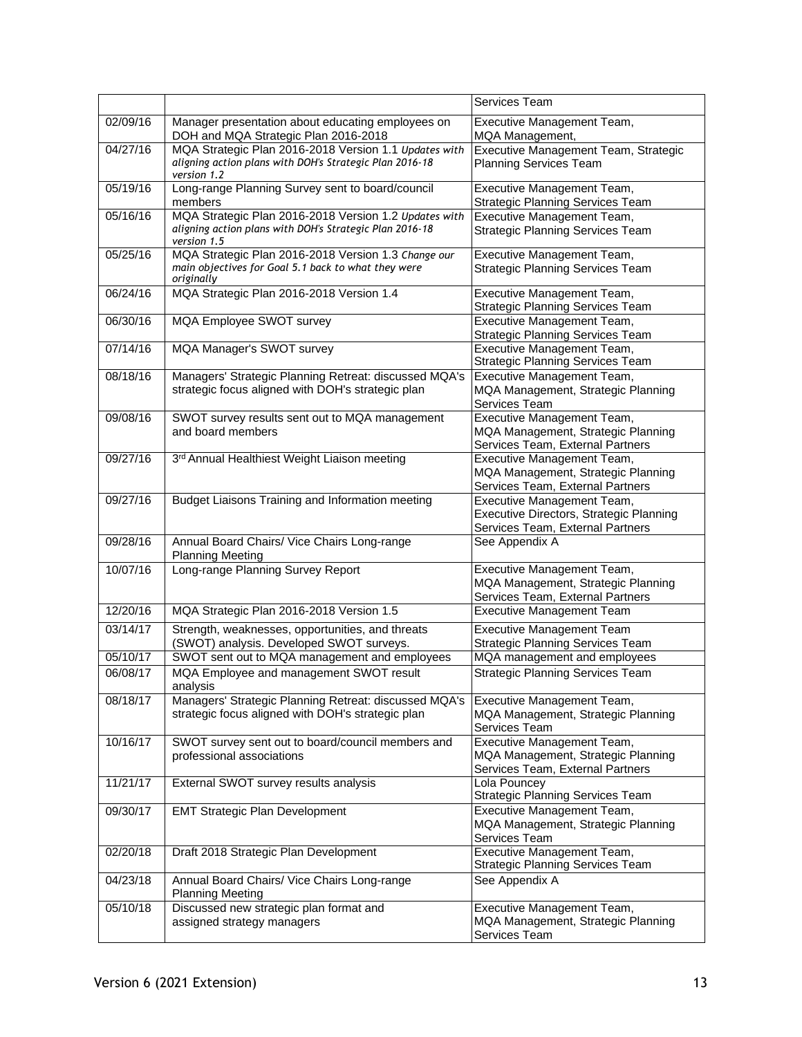| | | |
|---|---|---|
| | | Services Team |
| 02/09/16 | Manager presentation about educating employees on DOH and MQA Strategic Plan 2016-2018 | Executive Management Team, MQA Management, |
| 04/27/16 | MQA Strategic Plan 2016-2018 Version 1.1 *Updates with aligning action plans with DOH's Strategic Plan 2016-18 version 1.2* | Executive Management Team, Strategic Planning Services Team |
| 05/19/16 | Long-range Planning Survey sent to board/council members | Executive Management Team, Strategic Planning Services Team |
| 05/16/16 | MQA Strategic Plan 2016-2018 Version 1.2 *Updates with aligning action plans with DOH's Strategic Plan 2016-18 version 1.5* | Executive Management Team, Strategic Planning Services Team |
| 05/25/16 | MQA Strategic Plan 2016-2018 Version 1.3 *Change our main objectives for Goal 5.1 back to what they were originally* | Executive Management Team, Strategic Planning Services Team |
| 06/24/16 | MQA Strategic Plan 2016-2018 Version 1.4 | Executive Management Team, Strategic Planning Services Team |
| 06/30/16 | MQA Employee SWOT survey | Executive Management Team, Strategic Planning Services Team |
| 07/14/16 | MQA Manager's SWOT survey | Executive Management Team, Strategic Planning Services Team |
| 08/18/16 | Managers' Strategic Planning Retreat: discussed MQA's strategic focus aligned with DOH's strategic plan | Executive Management Team, MQA Management, Strategic Planning Services Team |
| 09/08/16 | SWOT survey results sent out to MQA management and board members | Executive Management Team, MQA Management, Strategic Planning Services Team, External Partners |
| 09/27/16 | 3rd Annual Healthiest Weight Liaison meeting | Executive Management Team, MQA Management, Strategic Planning Services Team, External Partners |
| 09/27/16 | Budget Liaisons Training and Information meeting | Executive Management Team, Executive Directors, Strategic Planning Services Team, External Partners |
| 09/28/16 | Annual Board Chairs/ Vice Chairs Long-range Planning Meeting | See Appendix A |
| 10/07/16 | Long-range Planning Survey Report | Executive Management Team, MQA Management, Strategic Planning Services Team, External Partners |
| 12/20/16 | MQA Strategic Plan 2016-2018 Version 1.5 | Executive Management Team |
| 03/14/17 | Strength, weaknesses, opportunities, and threats (SWOT) analysis. Developed SWOT surveys. | Executive Management Team Strategic Planning Services Team |
| 05/10/17 | SWOT sent out to MQA management and employees | MQA management and employees |
| 06/08/17 | MQA Employee and management SWOT result analysis | Strategic Planning Services Team |
| 08/18/17 | Managers' Strategic Planning Retreat: discussed MQA's strategic focus aligned with DOH's strategic plan | Executive Management Team, MQA Management, Strategic Planning Services Team |
| 10/16/17 | SWOT survey sent out to board/council members and professional associations | Executive Management Team, MQA Management, Strategic Planning Services Team, External Partners |
| 11/21/17 | External SWOT survey results analysis | Lola Pouncey Strategic Planning Services Team |
| 09/30/17 | EMT Strategic Plan Development | Executive Management Team, MQA Management, Strategic Planning Services Team |
| 02/20/18 | Draft 2018 Strategic Plan Development | Executive Management Team, Strategic Planning Services Team |
| 04/23/18 | Annual Board Chairs/ Vice Chairs Long-range Planning Meeting | See Appendix A |
| 05/10/18 | Discussed new strategic plan format and assigned strategy managers | Executive Management Team, MQA Management, Strategic Planning Services Team |

Version 6 (2021 Extension)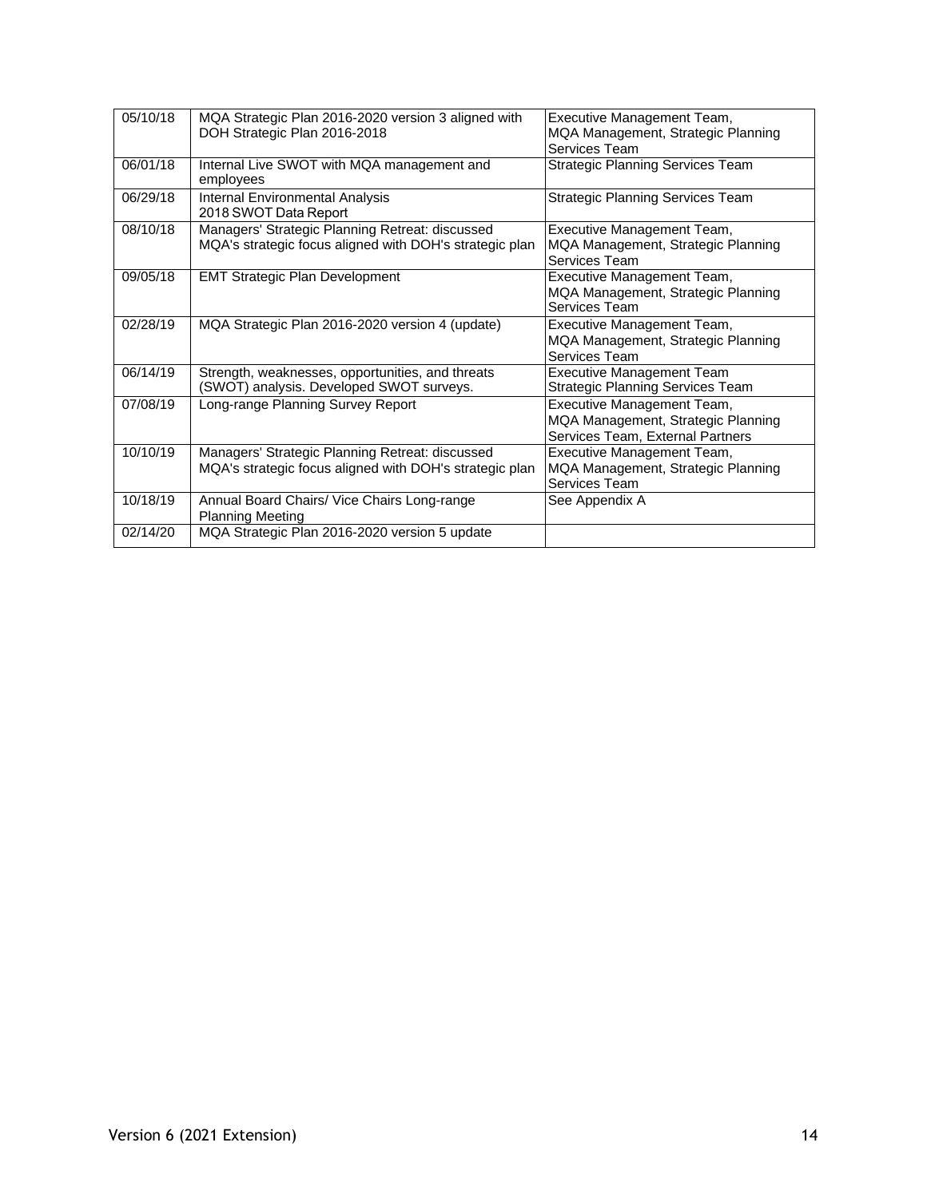| | | |
|---|---|---|
| 05/10/18 | MQA Strategic Plan 2016-2020 version 3 aligned with DOH Strategic Plan 2016-2018 | Executive Management Team, MQA Management, Strategic Planning Services Team |
| 06/01/18 | Internal Live SWOT with MQA management and employees | Strategic Planning Services Team |
| 06/29/18 | Internal Environmental Analysis 2018 SWOT Data Report | Strategic Planning Services Team |
| 08/10/18 | Managers' Strategic Planning Retreat: discussed MQA's strategic focus aligned with DOH's strategic plan | Executive Management Team, MQA Management, Strategic Planning Services Team |
| 09/05/18 | EMT Strategic Plan Development | Executive Management Team, MQA Management, Strategic Planning Services Team |
| 02/28/19 | MQA Strategic Plan 2016-2020 version 4 (update) | Executive Management Team, MQA Management, Strategic Planning Services Team |
| 06/14/19 | Strength, weaknesses, opportunities, and threats (SWOT) analysis. Developed SWOT surveys. | Executive Management Team Strategic Planning Services Team |
| 07/08/19 | Long-range Planning Survey Report | Executive Management Team, MQA Management, Strategic Planning Services Team, External Partners |
| 10/10/19 | Managers' Strategic Planning Retreat: discussed MQA's strategic focus aligned with DOH's strategic plan | Executive Management Team, MQA Management, Strategic Planning Services Team |
| 10/18/19 | Annual Board Chairs/ Vice Chairs Long-range Planning Meeting | See Appendix A |
| 02/14/20 | MQA Strategic Plan 2016-2020 version 5 update | |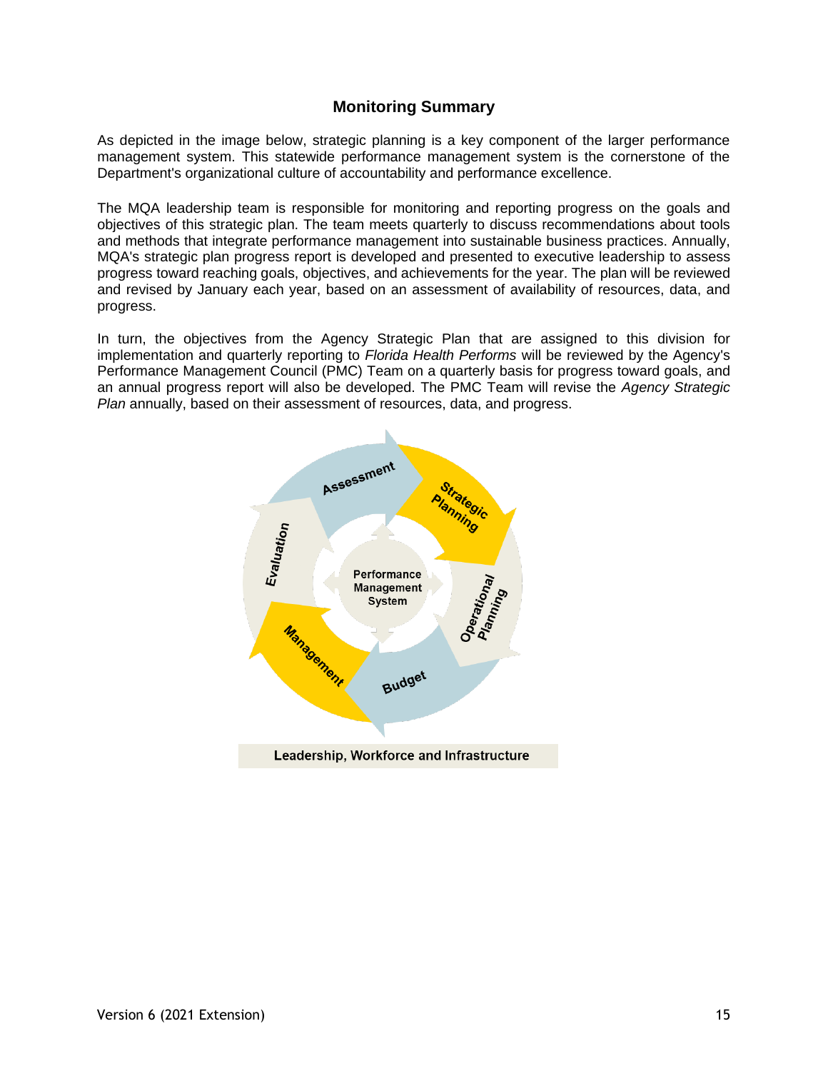## Monitoring Summary

As depicted in the image below, strategic planning is a key component of the larger performance management system. This statewide performance management system is the cornerstone of the Department's organizational culture of accountability and performance excellence.

The MQA leadership team is responsible for monitoring and reporting progress on the goals and objectives of this strategic plan. The team meets quarterly to discuss recommendations about tools and methods that integrate performance management into sustainable business practices. Annually, MQA's strategic plan progress report is developed and presented to executive leadership to assess progress toward reaching goals, objectives, and achievements for the year. The plan will be reviewed and revised by January each year, based on an assessment of availability of resources, data, and progress.

In turn, the objectives from the Agency Strategic Plan that are assigned to this division for implementation and quarterly reporting to *Florida Health Performs* will be reviewed by the Agency's Performance Management Council (PMC) Team on a quarterly basis for progress toward goals, and an annual progress report will also be developed. The PMC Team will revise the *Agency Strategic Plan* annually, based on their assessment of resources, data, and progress.

Assessment

Strategic Planning

Operational Planning

Budget

Management

Evaluation

Performance Management System

Leadership, Workforce and Infrastructure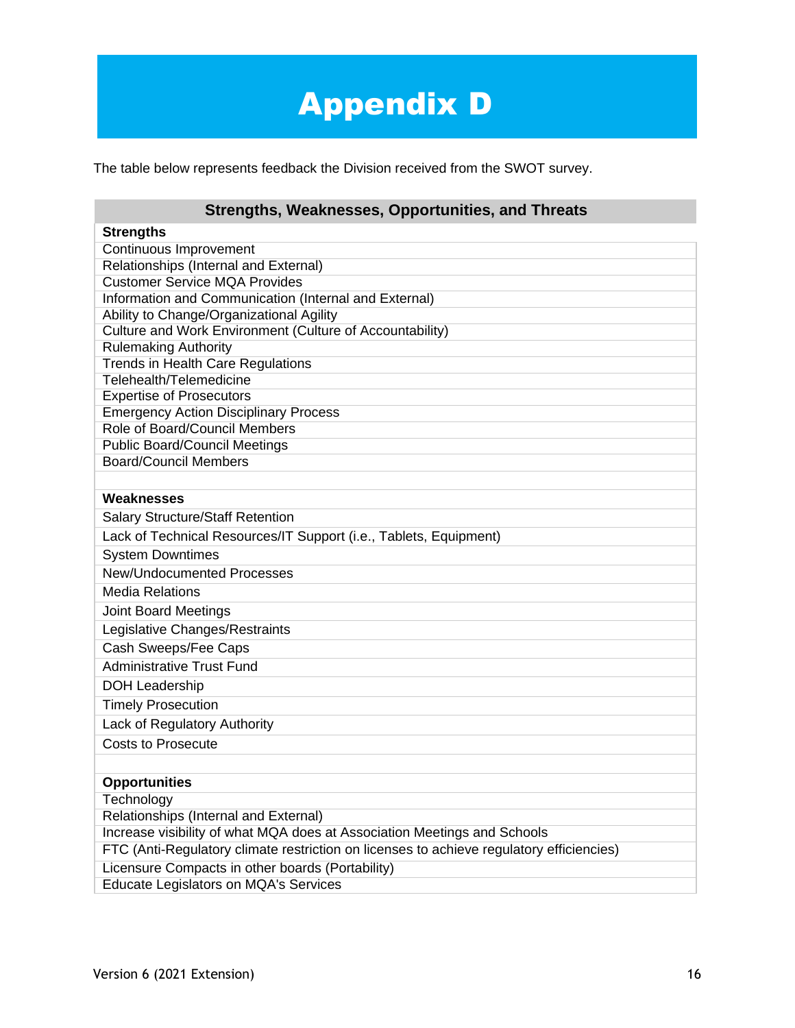# Appendix D

The table below represents feedback the Division received from the SWOT survey.

| Strengths, Weaknesses, Opportunities, and Threats |
|---|
| **Strengths** |
| Continuous Improvement |
| Relationships (Internal and External) |
| Customer Service MQA Provides |
| Information and Communication (Internal and External) |
| Ability to Change/Organizational Agility |
| Culture and Work Environment (Culture of Accountability) |
| Rulemaking Authority |
| Trends in Health Care Regulations |
| Telehealth/Telemedicine |
| Expertise of Prosecutors |
| Emergency Action Disciplinary Process |
| Role of Board/Council Members |
| Public Board/Council Meetings |
| Board/Council Members |
| |
| **Weaknesses** |
| Salary Structure/Staff Retention |
| Lack of Technical Resources/IT Support (i.e., Tablets, Equipment) |
| System Downtimes |
| New/Undocumented Processes |
| Media Relations |
| Joint Board Meetings |
| Legislative Changes/Restraints |
| Cash Sweeps/Fee Caps |
| Administrative Trust Fund |
| DOH Leadership |
| Timely Prosecution |
| Lack of Regulatory Authority |
| Costs to Prosecute |
| |
| **Opportunities** |
| Technology |
| Relationships (Internal and External) |
| Increase visibility of what MQA does at Association Meetings and Schools |
| FTC (Anti-Regulatory climate restriction on licenses to achieve regulatory efficiencies) |
| Licensure Compacts in other boards (Portability) |
| Educate Legislators on MQA's Services |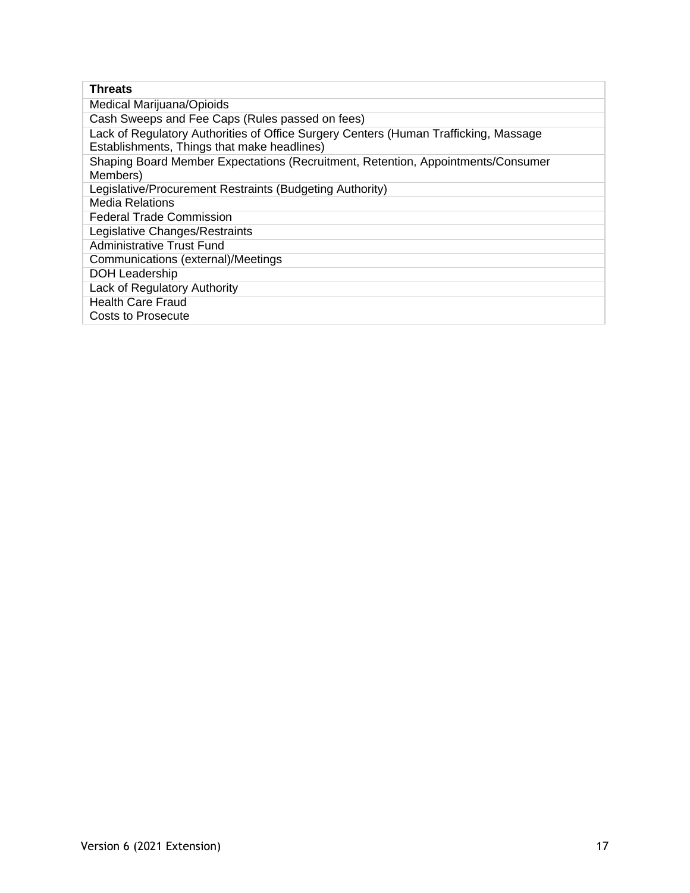| Threats |
|---|
| Medical Marijuana/Opioids |
| Cash Sweeps and Fee Caps (Rules passed on fees) |
| Lack of Regulatory Authorities of Office Surgery Centers (Human Trafficking, Massage Establishments, Things that make headlines) |
| Shaping Board Member Expectations (Recruitment, Retention, Appointments/Consumer Members) |
| Legislative/Procurement Restraints (Budgeting Authority) |
| Media Relations |
| Federal Trade Commission |
| Legislative Changes/Restraints |
| Administrative Trust Fund |
| Communications (external)/Meetings |
| DOH Leadership |
| Lack of Regulatory Authority |
| Health Care Fraud<br>Costs to Prosecute |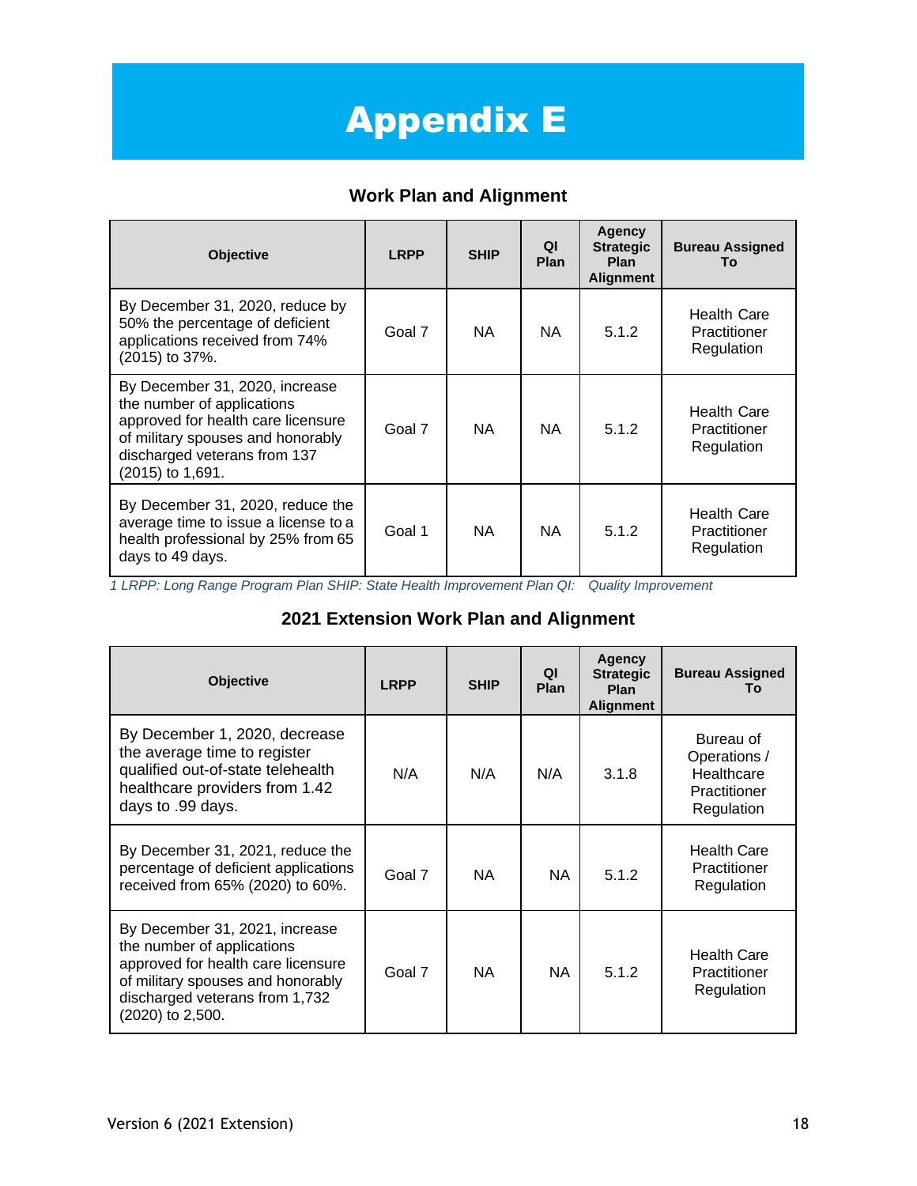# Appendix E

## Work Plan and Alignment

| Objective | LRPP | SHIP | QI Plan | Agency Strategic Plan Alignment | Bureau Assigned To |
|---|---|---|---|---|---|
| By December 31, 2020, reduce by 50% the percentage of deficient applications received from 74% (2015) to 37%. | Goal 7 | NA | NA | 5.1.2 | Health Care Practitioner Regulation |
| By December 31, 2020, increase the number of applications approved for health care licensure of military spouses and honorably discharged veterans from 137 (2015) to 1,691. | Goal 7 | NA | NA | 5.1.2 | Health Care Practitioner Regulation |
| By December 31, 2020, reduce the average time to issue a license to a health professional by 25% from 65 days to 49 days. | Goal 1 | NA | NA | 5.1.2 | Health Care Practitioner Regulation |

*1 LRPP: Long Range Program Plan SHIP: State Health Improvement Plan QI: Quality Improvement*

## 2021 Extension Work Plan and Alignment

| Objective | LRPP | SHIP | QI Plan | Agency Strategic Plan Alignment | Bureau Assigned To |
|---|---|---|---|---|---|
| By December 1, 2020, decrease the average time to register qualified out-of-state telehealth healthcare providers from 1.42 days to .99 days. | N/A | N/A | N/A | 3.1.8 | Bureau of Operations / Healthcare Practitioner Regulation |
| By December 31, 2021, reduce the percentage of deficient applications received from 65% (2020) to 60%. | Goal 7 | NA | NA | 5.1.2 | Health Care Practitioner Regulation |
| By December 31, 2021, increase the number of applications approved for health care licensure of military spouses and honorably discharged veterans from 1,732 (2020) to 2,500. | Goal 7 | NA | NA | 5.1.2 | Health Care Practitioner Regulation |

Version 6 (2021 Extension)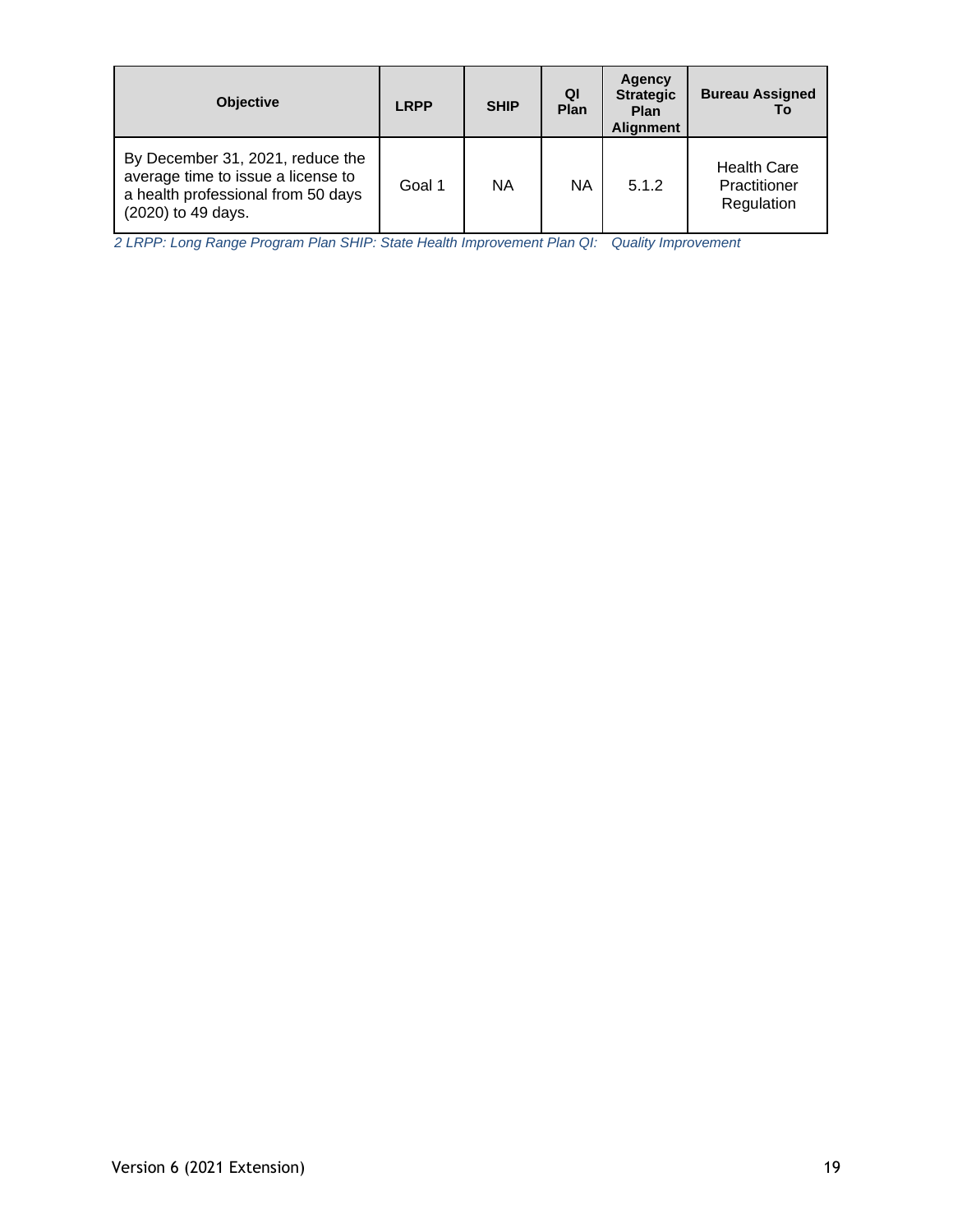| Objective | LRPP | SHIP | QI Plan | Agency Strategic Plan Alignment | Bureau Assigned To |
|---|---|---|---|---|---|
| By December 31, 2021, reduce the average time to issue a license to a health professional from 50 days (2020) to 49 days. | Goal 1 | NA | NA | 5.1.2 | Health Care Practitioner Regulation |

*2 LRPP: Long Range Program Plan SHIP: State Health Improvement Plan QI: Quality Improvement*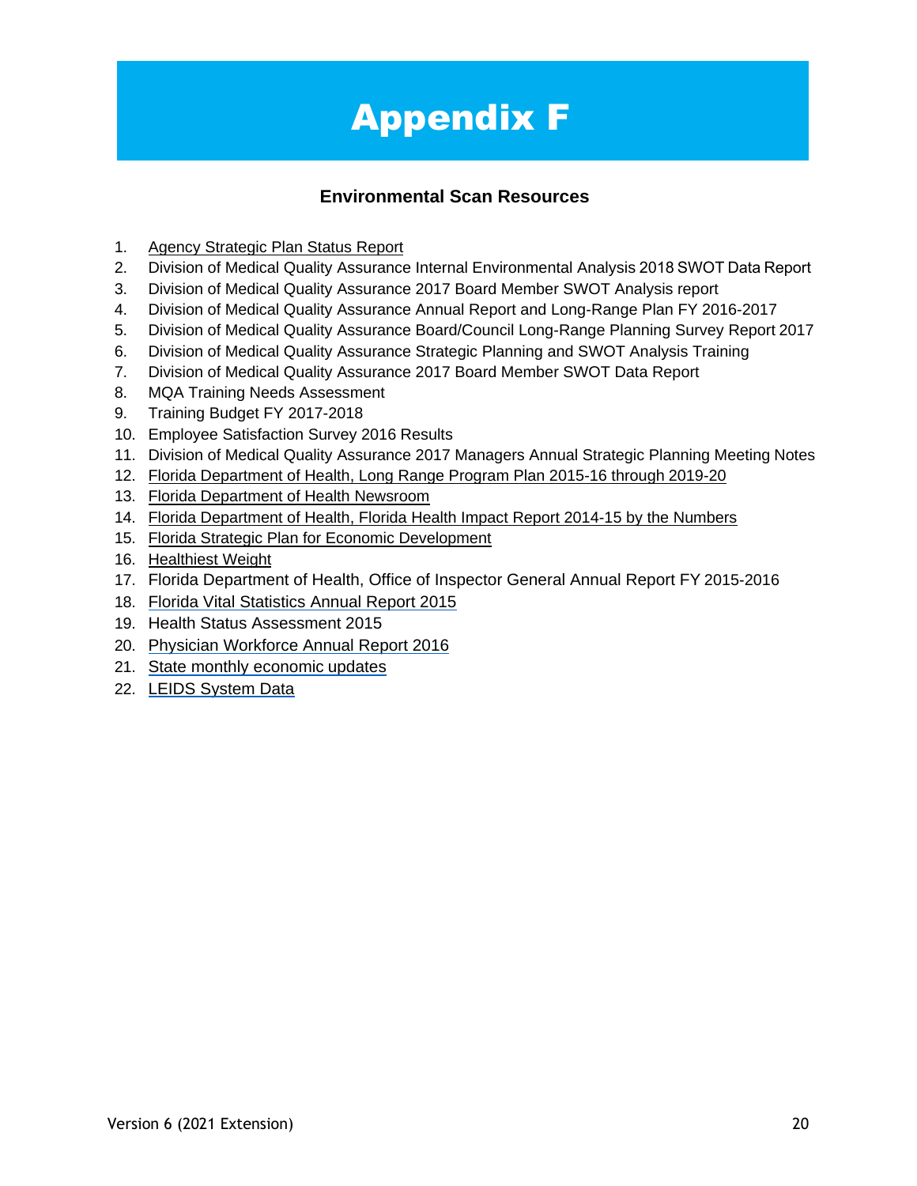# Appendix F

## Environmental Scan Resources

1. Agency Strategic Plan Status Report
2. Division of Medical Quality Assurance Internal Environmental Analysis 2018 SWOT Data Report
3. Division of Medical Quality Assurance 2017 Board Member SWOT Analysis report
4. Division of Medical Quality Assurance Annual Report and Long-Range Plan FY 2016-2017
5. Division of Medical Quality Assurance Board/Council Long-Range Planning Survey Report 2017
6. Division of Medical Quality Assurance Strategic Planning and SWOT Analysis Training
7. Division of Medical Quality Assurance 2017 Board Member SWOT Data Report
8. MQA Training Needs Assessment
9. Training Budget FY 2017-2018
10. Employee Satisfaction Survey 2016 Results
11. Division of Medical Quality Assurance 2017 Managers Annual Strategic Planning Meeting Notes
12. Florida Department of Health, Long Range Program Plan 2015-16 through 2019-20
13. Florida Department of Health Newsroom
14. Florida Department of Health, Florida Health Impact Report 2014-15 by the Numbers
15. Florida Strategic Plan for Economic Development
16. Healthiest Weight
17. Florida Department of Health, Office of Inspector General Annual Report FY 2015-2016
18. Florida Vital Statistics Annual Report 2015
19. Health Status Assessment 2015
20. Physician Workforce Annual Report 2016
21. State monthly economic updates
22. LEIDS System Data

Version 6 (2021 Extension)